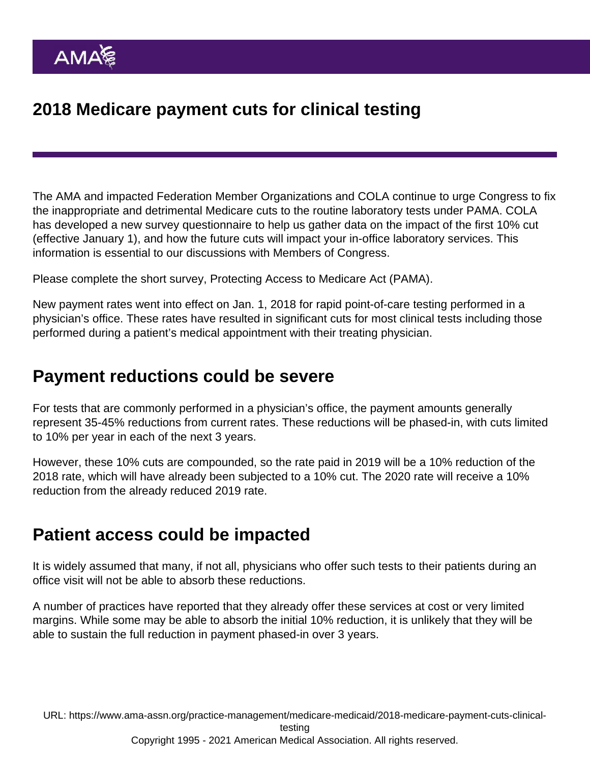# 2018 Medicare payment cuts for clinical testing

The AMA and impacted Federation Member Organizations and COLA continue to urge Congress to fix the inappropriate and detrimental Medicare cuts to the routine laboratory tests under PAMA. COLA has developed a new survey questionnaire to help us gather data on the impact of the first 10% cut (effective January 1), and how the future cuts will impact your in-office laboratory services. This information is essential to our discussions with Members of Congress.

Please complete the short survey, Protecting Access to Medicare Act (PAMA).

New payment rates went into effect on Jan. 1, 2018 for rapid point-of-care testing performed in a physician's office. These rates have resulted in significant cuts for most clinical tests including those performed during a patient's medical appointment with their treating physician.

## Payment reductions could be severe

For tests that are commonly performed in a physician's office, the payment amounts generally represent 35-45% reductions from current rates. These reductions will be phased-in, with cuts limited to 10% per year in each of the next 3 years.

However, these 10% cuts are compounded, so the rate paid in 2019 will be a 10% reduction of the 2018 rate, which will have already been subjected to a 10% cut. The 2020 rate will receive a 10% reduction from the already reduced 2019 rate.

## Patient access could be impacted

It is widely assumed that many, if not all, physicians who offer such tests to their patients during an office visit will not be able to absorb these reductions.

A number of practices have reported that they already offer these services at cost or very limited margins. While some may be able to absorb the initial 10% reduction, it is unlikely that they will be able to sustain the full reduction in payment phased-in over 3 years.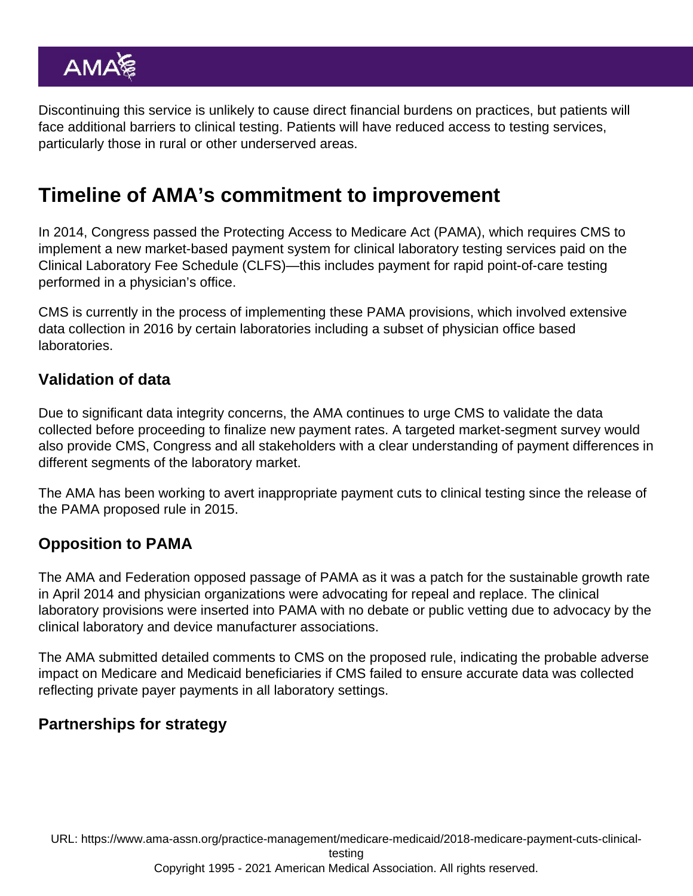Discontinuing this service is unlikely to cause direct financial burdens on practices, but patients will face additional barriers to clinical testing. Patients will have reduced access to testing services, particularly those in rural or other underserved areas.

## Timeline of AMA's commitment to improvement

In 2014, Congress passed the Protecting Access to Medicare Act (PAMA), which requires CMS to implement a new market-based payment system for clinical laboratory testing services paid on the Clinical Laboratory Fee Schedule (CLFS)—this includes payment for rapid point-of-care testing performed in a physician's office.

CMS is currently in the process of implementing these PAMA provisions, which involved extensive data collection in 2016 by certain laboratories including a subset of physician office based laboratories.

### Validation of data

Due to significant data integrity concerns, the AMA continues to urge CMS to validate the data collected before proceeding to finalize new payment rates. A targeted market-segment survey would also provide CMS, Congress and all stakeholders with a clear understanding of payment differences in different segments of the laboratory market.

The AMA has been working to avert inappropriate payment cuts to clinical testing since the release of the PAMA proposed rule in 2015.

### Opposition to PAMA

The AMA and Federation opposed passage of PAMA as it was a patch for the sustainable growth rate in April 2014 and physician organizations were advocating for repeal and replace. The clinical laboratory provisions were inserted into PAMA with no debate or public vetting due to advocacy by the clinical laboratory and device manufacturer associations.

The AMA submitted detailed comments to CMS on the proposed rule, indicating the probable adverse impact on Medicare and Medicaid beneficiaries if CMS failed to ensure accurate data was collected reflecting private payer payments in all laboratory settings.

### Partnerships for strategy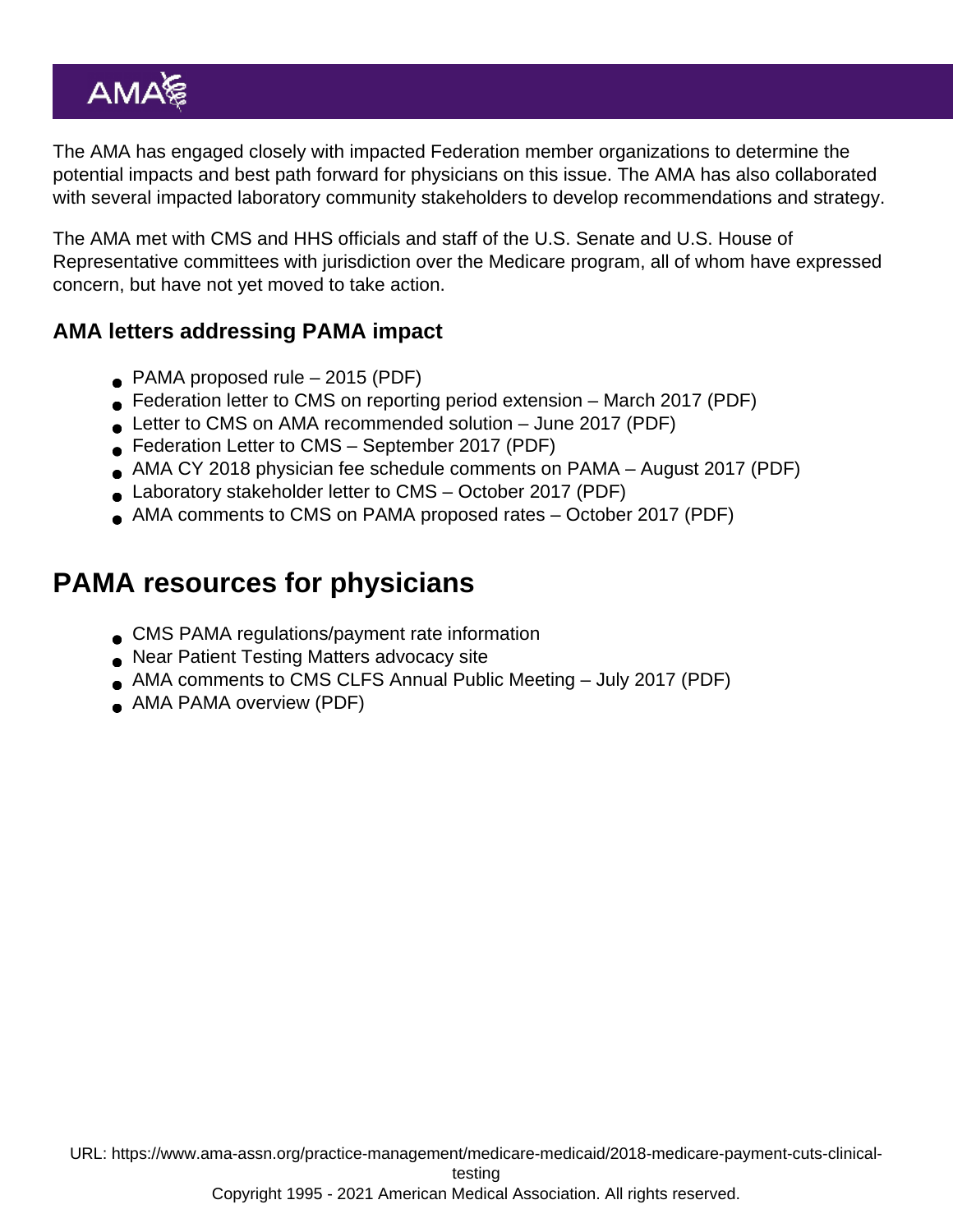The AMA has engaged closely with impacted Federation member organizations to determine the potential impacts and best path forward for physicians on this issue. The AMA has also collaborated with several impacted laboratory community stakeholders to develop recommendations and strategy.

The AMA met with CMS and HHS officials and staff of the U.S. Senate and U.S. House of Representative committees with jurisdiction over the Medicare program, all of whom have expressed concern, but have not yet moved to take action.

### AMA letters addressing PAMA impact

- PAMA proposed rule – 2015 (PDF)
- Federation letter to CMS on reporting period extension – March 2017 (PDF)
- Letter to CMS on AMA recommended solution – June 2017 (PDF)
- Federation Letter to CMS – September 2017 (PDF)
- AMA CY 2018 physician fee schedule comments on PAMA – August 2017 (PDF)
- Laboratory stakeholder letter to CMS – October 2017 (PDF)
- AMA comments to CMS on PAMA proposed rates – October 2017 (PDF)

## PAMA resources for physicians

- CMS PAMA regulations/payment rate information
- Near Patient Testing Matters advocacy site
- AMA comments to CMS CLFS Annual Public Meeting – July 2017 (PDF)
- AMA PAMA overview (PDF)